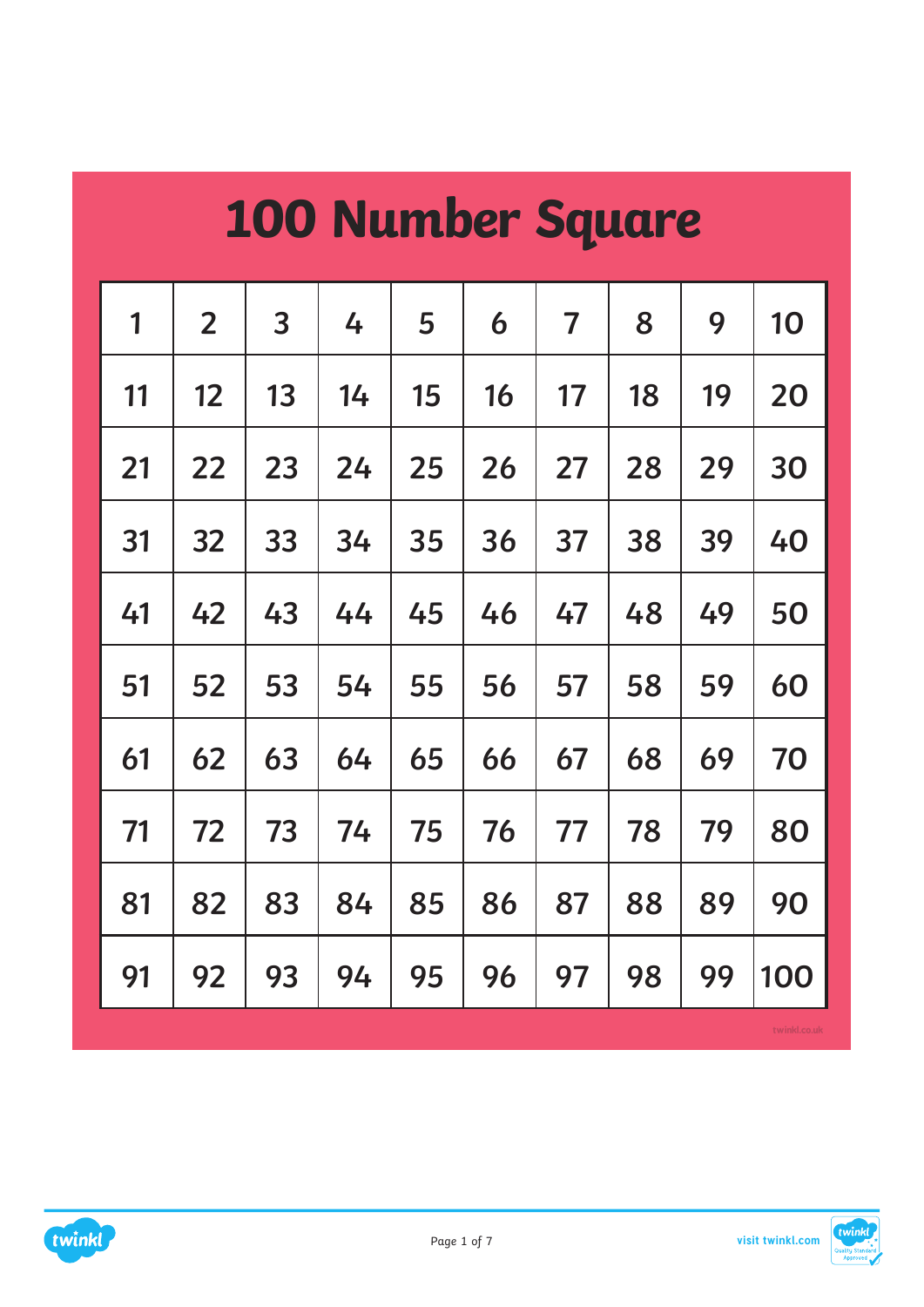# 100 Number Square

| 1 | 2 | 3 | 4 | 5 | 6 | 7 | 8 | 9 | 10 |
|---|---|---|---|---|---|---|---|---|---|
| 11 | 12 | 13 | 14 | 15 | 16 | 17 | 18 | 19 | 20 |
| 21 | 22 | 23 | 24 | 25 | 26 | 27 | 28 | 29 | 30 |
| 31 | 32 | 33 | 34 | 35 | 36 | 37 | 38 | 39 | 40 |
| 41 | 42 | 43 | 44 | 45 | 46 | 47 | 48 | 49 | 50 |
| 51 | 52 | 53 | 54 | 55 | 56 | 57 | 58 | 59 | 60 |
| 61 | 62 | 63 | 64 | 65 | 66 | 67 | 68 | 69 | 70 |
| 71 | 72 | 73 | 74 | 75 | 76 | 77 | 78 | 79 | 80 |
| 81 | 82 | 83 | 84 | 85 | 86 | 87 | 88 | 89 | 90 |
| 91 | 92 | 93 | 94 | 95 | 96 | 97 | 98 | 99 | 100 |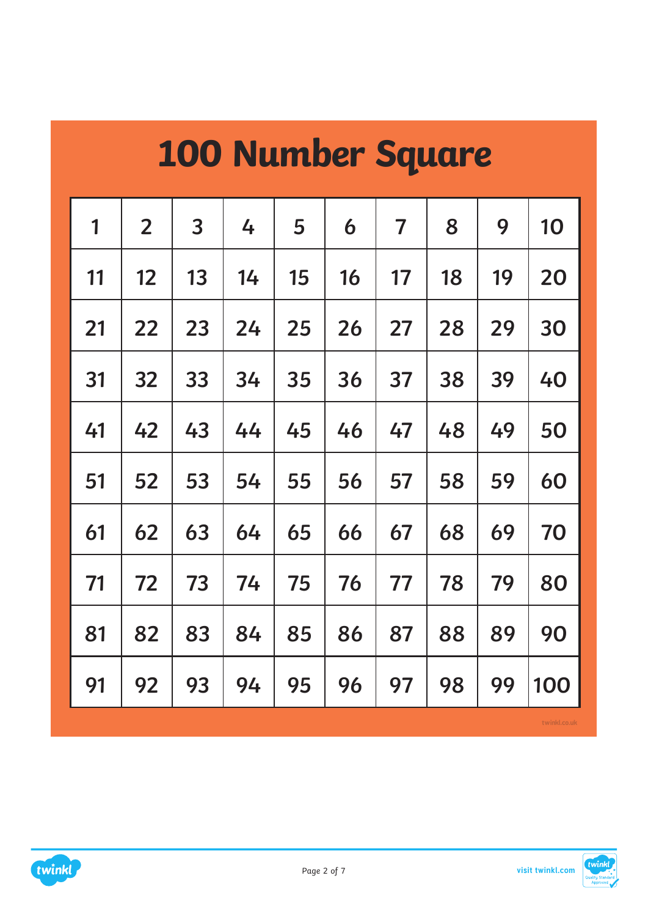# 100 Number Square

| 1 | 2 | 3 | 4 | 5 | 6 | 7 | 8 | 9 | 10 |
|---|---|---|---|---|---|---|---|---|---|
| 11 | 12 | 13 | 14 | 15 | 16 | 17 | 18 | 19 | 20 |
| 21 | 22 | 23 | 24 | 25 | 26 | 27 | 28 | 29 | 30 |
| 31 | 32 | 33 | 34 | 35 | 36 | 37 | 38 | 39 | 40 |
| 41 | 42 | 43 | 44 | 45 | 46 | 47 | 48 | 49 | 50 |
| 51 | 52 | 53 | 54 | 55 | 56 | 57 | 58 | 59 | 60 |
| 61 | 62 | 63 | 64 | 65 | 66 | 67 | 68 | 69 | 70 |
| 71 | 72 | 73 | 74 | 75 | 76 | 77 | 78 | 79 | 80 |
| 81 | 82 | 83 | 84 | 85 | 86 | 87 | 88 | 89 | 90 |
| 91 | 92 | 93 | 94 | 95 | 96 | 97 | 98 | 99 | 100 |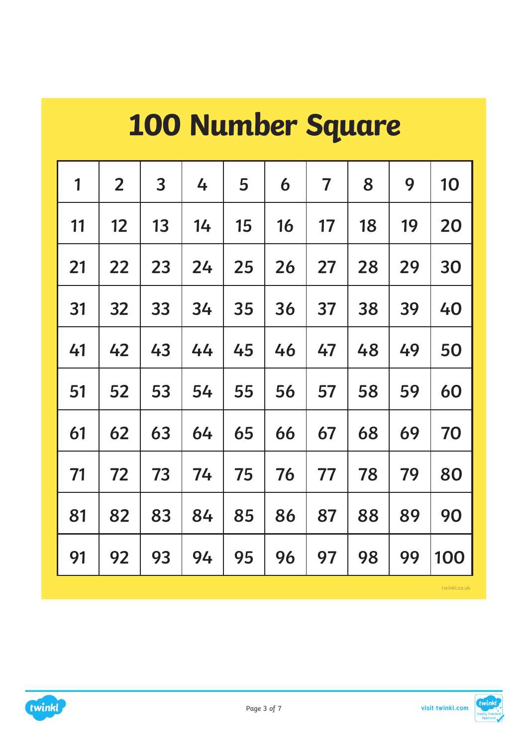# 100 Number Square

| 1 | 2 | 3 | 4 | 5 | 6 | 7 | 8 | 9 | 10 |
|---|---|---|---|---|---|---|---|---|---|
| 11 | 12 | 13 | 14 | 15 | 16 | 17 | 18 | 19 | 20 |
| 21 | 22 | 23 | 24 | 25 | 26 | 27 | 28 | 29 | 30 |
| 31 | 32 | 33 | 34 | 35 | 36 | 37 | 38 | 39 | 40 |
| 41 | 42 | 43 | 44 | 45 | 46 | 47 | 48 | 49 | 50 |
| 51 | 52 | 53 | 54 | 55 | 56 | 57 | 58 | 59 | 60 |
| 61 | 62 | 63 | 64 | 65 | 66 | 67 | 68 | 69 | 70 |
| 71 | 72 | 73 | 74 | 75 | 76 | 77 | 78 | 79 | 80 |
| 81 | 82 | 83 | 84 | 85 | 86 | 87 | 88 | 89 | 90 |
| 91 | 92 | 93 | 94 | 95 | 96 | 97 | 98 | 99 | 100 |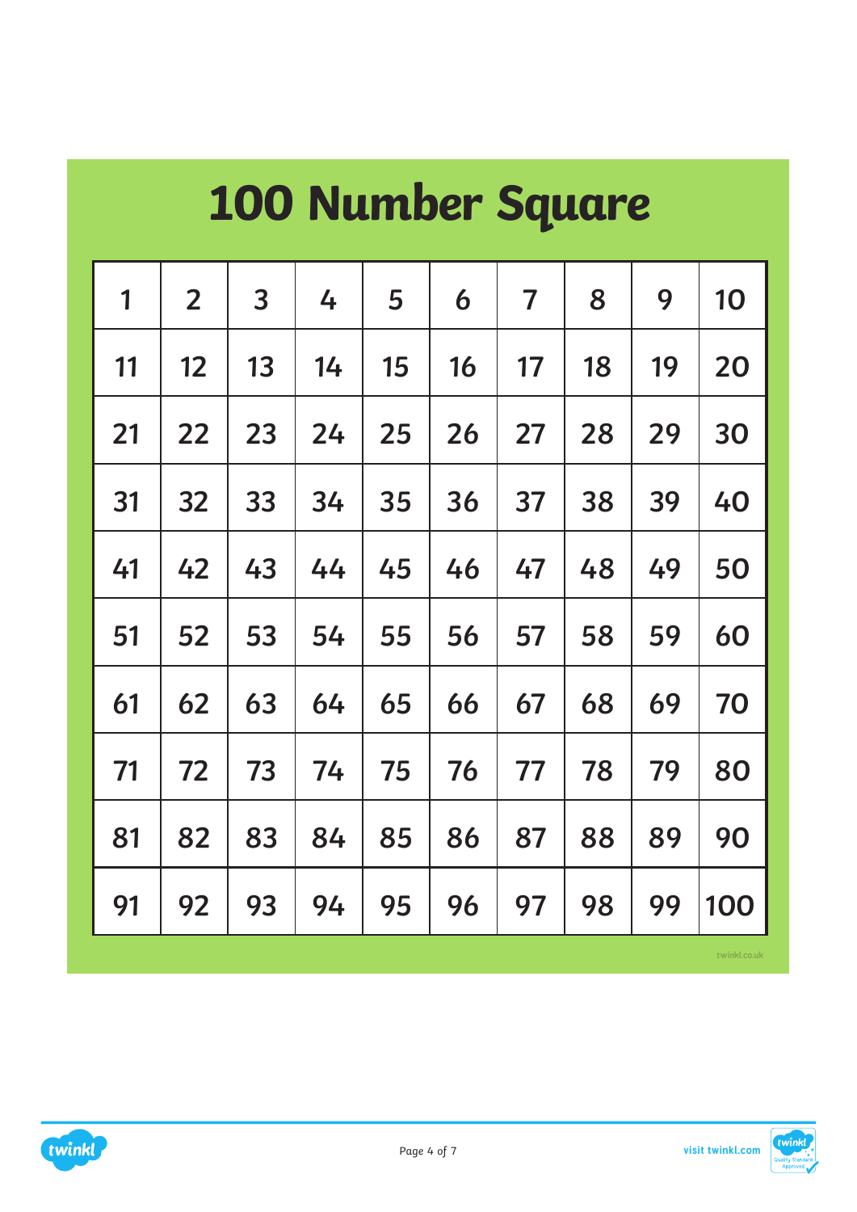# 100 Number Square

| 1 | 2 | 3 | 4 | 5 | 6 | 7 | 8 | 9 | 10 |
|---|---|---|---|---|---|---|---|---|---|
| 11 | 12 | 13 | 14 | 15 | 16 | 17 | 18 | 19 | 20 |
| 21 | 22 | 23 | 24 | 25 | 26 | 27 | 28 | 29 | 30 |
| 31 | 32 | 33 | 34 | 35 | 36 | 37 | 38 | 39 | 40 |
| 41 | 42 | 43 | 44 | 45 | 46 | 47 | 48 | 49 | 50 |
| 51 | 52 | 53 | 54 | 55 | 56 | 57 | 58 | 59 | 60 |
| 61 | 62 | 63 | 64 | 65 | 66 | 67 | 68 | 69 | 70 |
| 71 | 72 | 73 | 74 | 75 | 76 | 77 | 78 | 79 | 80 |
| 81 | 82 | 83 | 84 | 85 | 86 | 87 | 88 | 89 | 90 |
| 91 | 92 | 93 | 94 | 95 | 96 | 97 | 98 | 99 | 100 |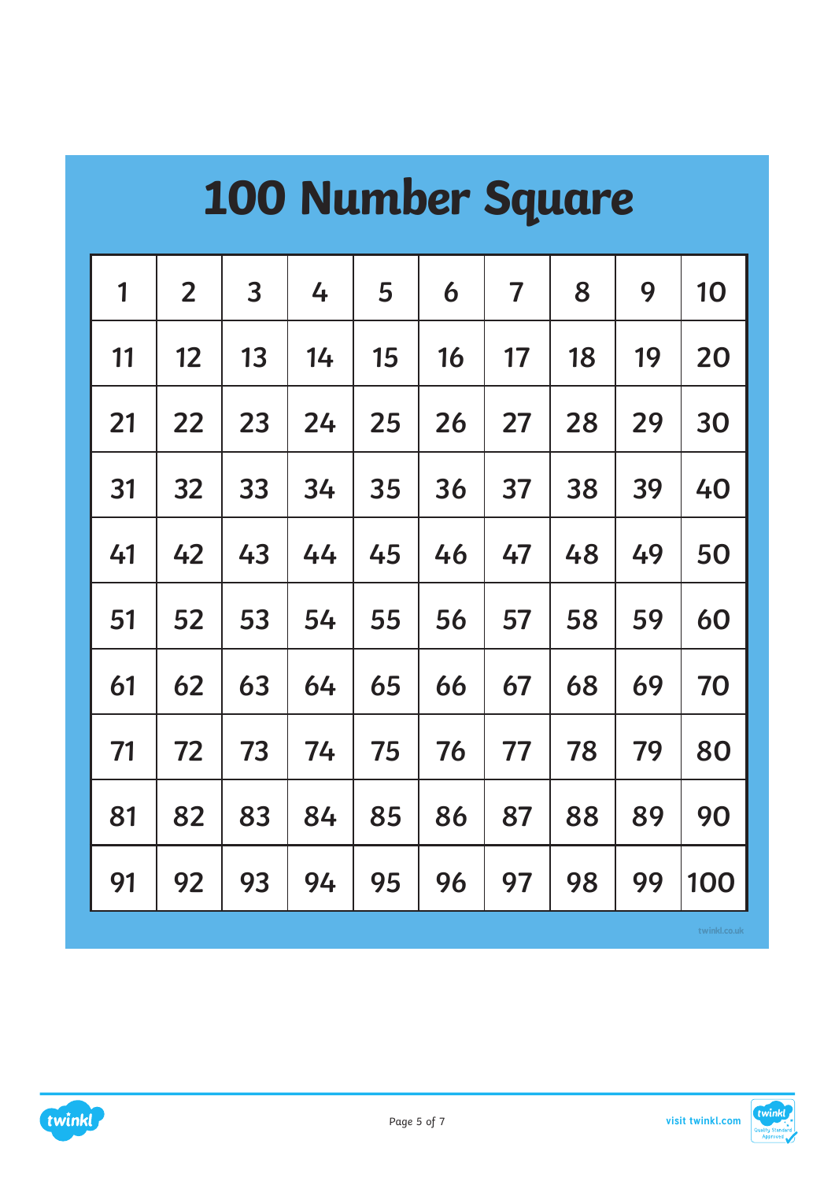# 100 Number Square

| 1 | 2 | 3 | 4 | 5 | 6 | 7 | 8 | 9 | 10 |
|---|---|---|---|---|---|---|---|---|---|
| 11 | 12 | 13 | 14 | 15 | 16 | 17 | 18 | 19 | 20 |
| 21 | 22 | 23 | 24 | 25 | 26 | 27 | 28 | 29 | 30 |
| 31 | 32 | 33 | 34 | 35 | 36 | 37 | 38 | 39 | 40 |
| 41 | 42 | 43 | 44 | 45 | 46 | 47 | 48 | 49 | 50 |
| 51 | 52 | 53 | 54 | 55 | 56 | 57 | 58 | 59 | 60 |
| 61 | 62 | 63 | 64 | 65 | 66 | 67 | 68 | 69 | 70 |
| 71 | 72 | 73 | 74 | 75 | 76 | 77 | 78 | 79 | 80 |
| 81 | 82 | 83 | 84 | 85 | 86 | 87 | 88 | 89 | 90 |
| 91 | 92 | 93 | 94 | 95 | 96 | 97 | 98 | 99 | 100 |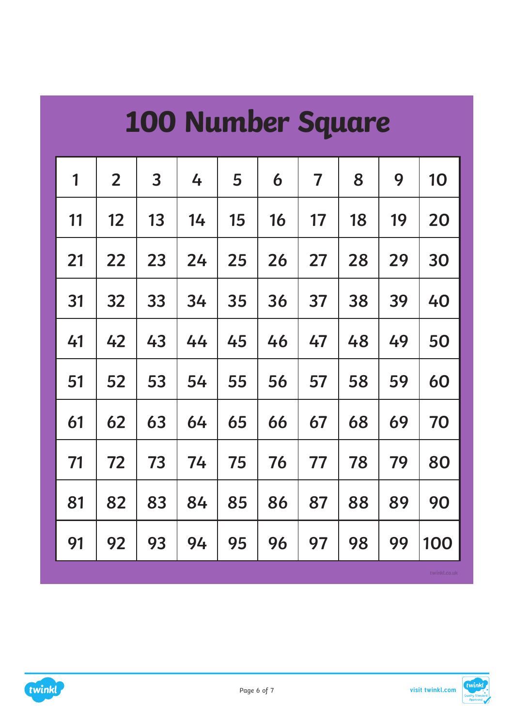# 100 Number Square

| 1 | 2 | 3 | 4 | 5 | 6 | 7 | 8 | 9 | 10 |
|---|---|---|---|---|---|---|---|---|---|
| 11 | 12 | 13 | 14 | 15 | 16 | 17 | 18 | 19 | 20 |
| 21 | 22 | 23 | 24 | 25 | 26 | 27 | 28 | 29 | 30 |
| 31 | 32 | 33 | 34 | 35 | 36 | 37 | 38 | 39 | 40 |
| 41 | 42 | 43 | 44 | 45 | 46 | 47 | 48 | 49 | 50 |
| 51 | 52 | 53 | 54 | 55 | 56 | 57 | 58 | 59 | 60 |
| 61 | 62 | 63 | 64 | 65 | 66 | 67 | 68 | 69 | 70 |
| 71 | 72 | 73 | 74 | 75 | 76 | 77 | 78 | 79 | 80 |
| 81 | 82 | 83 | 84 | 85 | 86 | 87 | 88 | 89 | 90 |
| 91 | 92 | 93 | 94 | 95 | 96 | 97 | 98 | 99 | 100 |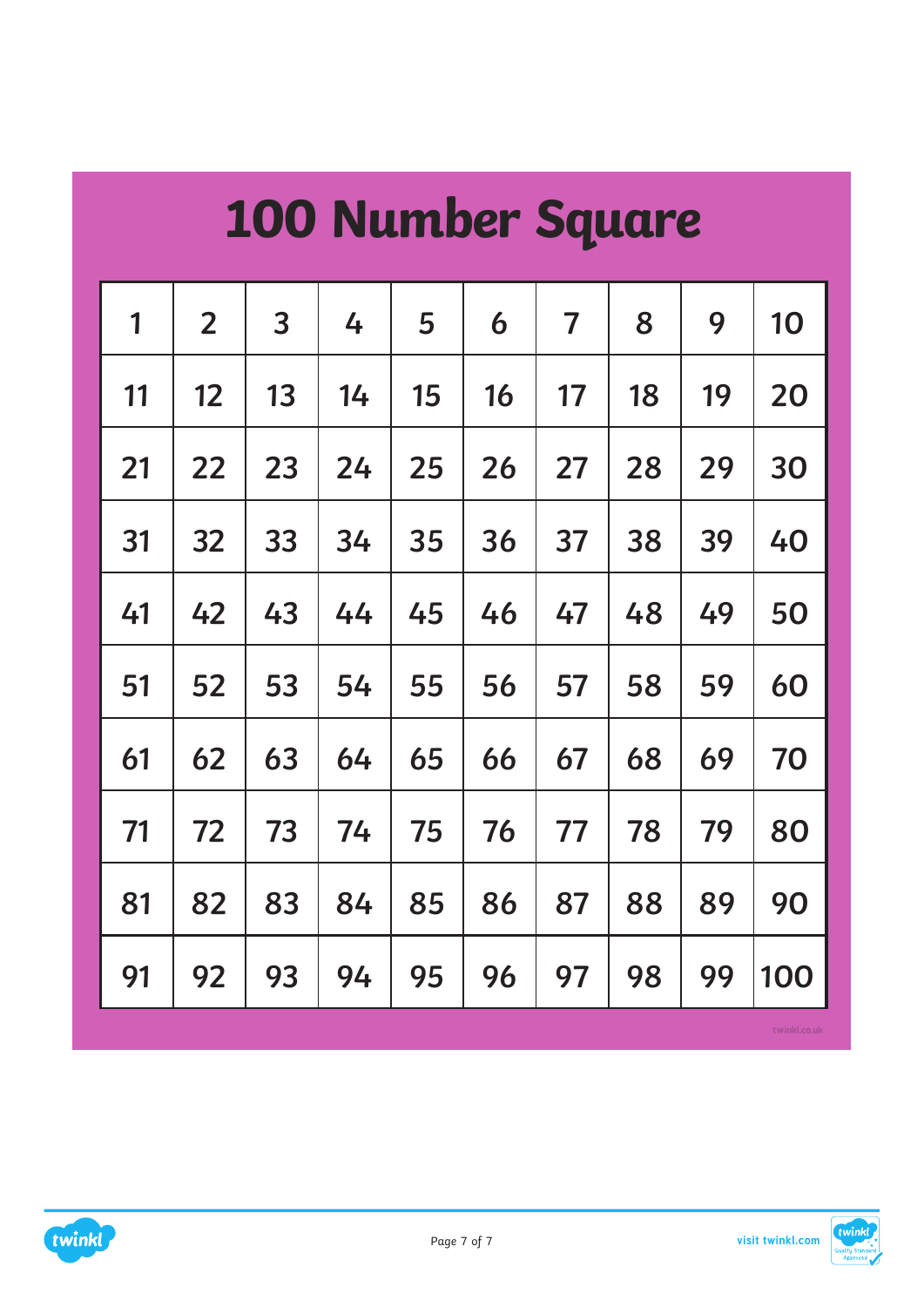# 100 Number Square

| | | | | | | | | | |
|---|---|---|---|---|---|---|---|---|---|
| 1 | 2 | 3 | 4 | 5 | 6 | 7 | 8 | 9 | 10 |
| 11 | 12 | 13 | 14 | 15 | 16 | 17 | 18 | 19 | 20 |
| 21 | 22 | 23 | 24 | 25 | 26 | 27 | 28 | 29 | 30 |
| 31 | 32 | 33 | 34 | 35 | 36 | 37 | 38 | 39 | 40 |
| 41 | 42 | 43 | 44 | 45 | 46 | 47 | 48 | 49 | 50 |
| 51 | 52 | 53 | 54 | 55 | 56 | 57 | 58 | 59 | 60 |
| 61 | 62 | 63 | 64 | 65 | 66 | 67 | 68 | 69 | 70 |
| 71 | 72 | 73 | 74 | 75 | 76 | 77 | 78 | 79 | 80 |
| 81 | 82 | 83 | 84 | 85 | 86 | 87 | 88 | 89 | 90 |
| 91 | 92 | 93 | 94 | 95 | 96 | 97 | 98 | 99 | 100 |

twinkl.co.uk